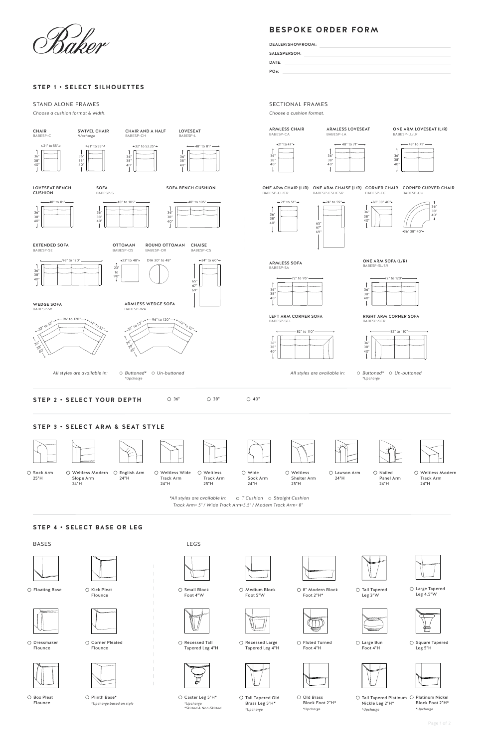Baker

# BESPOKE ORDER FORM

DEALER/SHOWROOM: ______________________

SALESPERSON: ______________________

DATE: ______________________

PO#: ______________________

## STEP 1 • SELECT SILHOUETTES

### STAND ALONE FRAMES

*Choose a cushion format & width.*

**CHAIR**
BABESP-C
21" to 55"
36" 38" 40"

**SWIVEL CHAIR**
*Upcharge
21" to 55"
36" 38" 40"

**CHAIR AND A HALF**
BABESP-CH
32" to 52.25"
36" 38" 40"

**LOVESEAT**
BABESP-L
48" to 81"
36" 38" 40"

**LOVESEAT BENCH CUSHION**
48" to 81"
36" 38" 40"

**SOFA**
BABESP-S
48" to 105"
36" 38" 40"

**SOFA BENCH CUSHION**
48" to 105"
36" 38" 40"

**EXTENDED SOFA**
BABESP-SE
96" to 120"
36" 38" 40"

**OTTOMAN**
BABESP-OS
23" to 48"
23" to 90"

**ROUND OTTOMAN**
BABESP-OR
DIA 30" to 48"

**CHAISE**
BABESP-CS
24" to 60"
65" 67" 69"

**WEDGE SOFA**
BABESP-W
96" to 120"
32" to 52"
36" 38" 40"

**ARMLESS WEDGE SOFA**
BABESP-WA
96" to 120"
32" to 52"
36" 38" 40"

*All styles are available in:* ○ *Buttoned** ○ *Un-buttoned*
**Upcharge*

### SECTIONAL FRAMES

*Choose a cushion format & width.*

**ARMLESS CHAIR**
BABESP-CA
21" to 47"
36" 38" 40"

**ARMLESS LOVESEAT**
BABESP-LA
48" to 71"
36" 38" 40"

**ONE ARM LOVESEAT (L/R)**
BABESP-LL/LR
48" to 71"
36" 38" 40"

**ONE ARM CHAIR (L/R)**
BABESP-CL/CR
21" to 51"
36" 38" 40"

**ONE ARM CHAISE (L/R)**
BABESP-CSL/CSR
24" to 59"
65" 67" 69"

**CORNER CHAIR**
BABESP-CC
36" 38" 40"
36" 38" 40"

**CORNER CURVED CHAIR**
BABESP-CU
36" 38" 40"
36" 38" 40"

**ARMLESS SOFA**
BABESP-SA
72" to 95"
36" 38" 40"

**ONE ARM SOFA (L/R)**
BABESP-SL/SR
72" to 120"
36" 38" 40"

**LEFT ARM CORNER SOFA**
BABESP-SCL
82" to 110"
36" 38" 40"

**RIGHT ARM CORNER SOFA**
BABESP-SCR
82" to 110"
36" 38" 40"

*All styles are available in:* ○ *Buttoned** ○ *Un-buttoned*
**Upcharge*

## STEP 2 • SELECT YOUR DEPTH

○ 36" ○ 38" ○ 40"

## STEP 3 • SELECT ARM & SEAT STYLE

- ○ Sock Arm 25"H
- ○ Weltless Modern Slope Arm 24"H
- ○ English Arm 24"H
- ○ Weltless Wide Track Arm 24"H
- ○ Weltless Track Arm 25"H
- ○ Wide Sock Arm 24"H
- ○ Weltless Shelter Arm 25"H
- ○ Lawson Arm 24"H
- ○ Nailed Panel Arm 24"H
- ○ Weltless Modern Track Arm 24"H

**All styles are available in:* ○ *T Cushion* ○ *Straight Cushion*
*Track Arm= 5" / Wide Track Arm=5.5" / Modern Track Arm= 8"*

## STEP 4 • SELECT BASE OR LEG

### BASES

- ○ Floating Base
- ○ Kick Pleat Flounce
- ○ Dressmaker Flounce
- ○ Corner Pleated Flounce
- ○ Box Pleat Flounce
- ○ Plinth Base* *Upcharge based on style*

### LEGS

- ○ Small Block Foot 4"W
- ○ Medium Block Foot 5"W
- ○ 8" Modern Block Foot 2"H*
- ○ Tall Tapered Leg 3"W
- ○ Large Tapered Leg 4.5"W
- ○ Recessed Tall Tapered Leg 4"H
- ○ Recessed Large Tapered Leg 4"H
- ○ Fluted Turned Foot 4"H
- ○ Large Bun Foot 4"H
- ○ Square Tapered Leg 5"H
- ○ Caster Leg 5"H* *Upcharge *Skirted & Non-Skirted*
- ○ Tall Tapered Old Brass Leg 5"H* *Upcharge*
- ○ Old Brass Block Foot 2"H* *Upcharge*
- ○ Tall Tapered Platinum Nickle Leg 2"H* *Upcharge*
- ○ Platinum Nickel Block Foot 2"H* *Upcharge*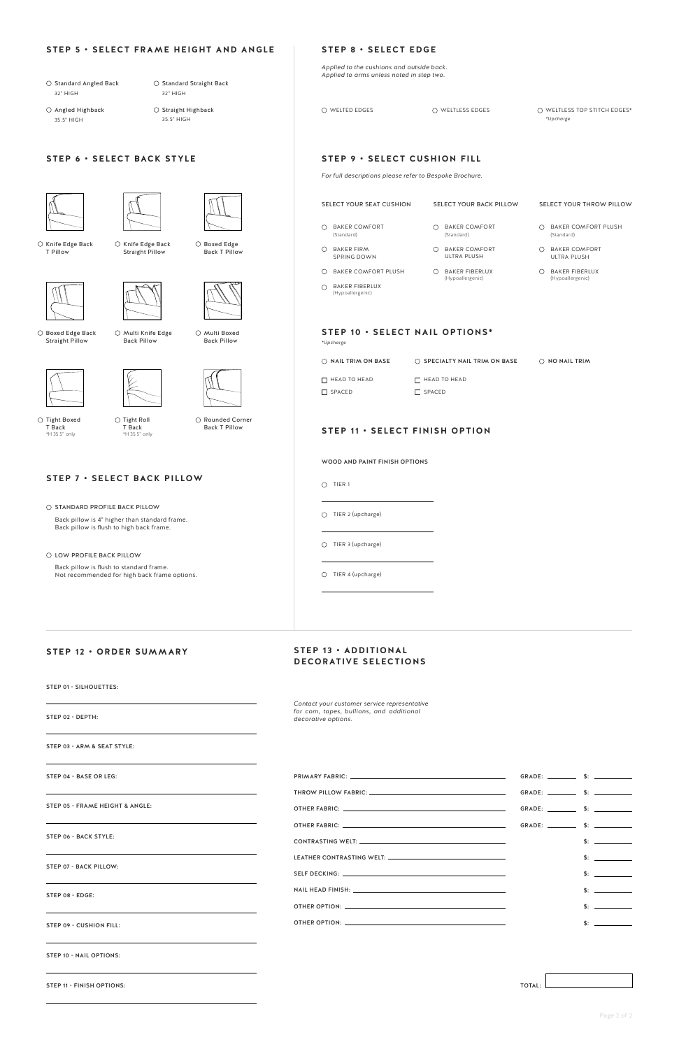## STEP 5 • SELECT FRAME HEIGHT AND ANGLE

- ○ Standard Angled Back 32" HIGH
- ○ Standard Straight Back 32" HIGH
- ○ Angled Highback 35.5" HIGH
- ○ Straight Highback 35.5" HIGH

## STEP 6 • SELECT BACK STYLE

- ○ Knife Edge Back T Pillow
- ○ Knife Edge Back Straight Pillow
- ○ Boxed Edge Back T Pillow
- ○ Boxed Edge Back Straight Pillow
- ○ Multi Knife Edge Back Pillow
- ○ Multi Boxed Back Pillow
- ○ Tight Boxed T Back *H 35.5" only
- ○ Tight Roll T Back *H 35.5" only
- ○ Rounded Corner Back T Pillow

## STEP 7 • SELECT BACK PILLOW

○ STANDARD PROFILE BACK PILLOW

Back pillow is 4" higher than standard frame.
Back pillow is flush to high back frame.

○ LOW PROFILE BACK PILLOW

Back pillow is flush to standard frame.
Not recommended for high back frame options.

## STEP 8 • SELECT EDGE

*Applied to the cushions and outside back.*
*Applied to arms unless noted in step two.*

- ○ WELTED EDGES
- ○ WELTLESS EDGES
- ○ WELTLESS TOP STITCH EDGES* *Upcharge*

## STEP 9 • SELECT CUSHION FILL

*For full descriptions please refer to Bespoke Brochure.*

| SELECT YOUR SEAT CUSHION | SELECT YOUR BACK PILLOW | SELECT YOUR THROW PILLOW |
|---|---|---|
| ○ BAKER COMFORT (Standard) | ○ BAKER COMFORT (Standard) | ○ BAKER COMFORT PLUSH (Standard) |
| ○ BAKER FIRM SPRING DOWN | ○ BAKER COMFORT ULTRA PLUSH | ○ BAKER COMFORT ULTRA PLUSH |
| ○ BAKER COMFORT PLUSH | ○ BAKER FIBERLUX (Hypoallergenic) | ○ BAKER FIBERLUX (Hypoallergenic) |
| ○ BAKER FIBERLUX (Hypoallergenic) | | |

## STEP 10 • SELECT NAIL OPTIONS*

*Upcharge*

- ○ **NAIL TRIM ON BASE**
  - □ HEAD TO HEAD
  - □ SPACED
- ○ **SPECIALTY NAIL TRIM ON BASE**
  - □ HEAD TO HEAD
  - □ SPACED
- ○ **NO NAIL TRIM**

## STEP 11 • SELECT FINISH OPTION

**WOOD AND PAINT FINISH OPTIONS**

- ○ TIER 1 ______________________
- ○ TIER 2 (upcharge) ______________________
- ○ TIER 3 (upcharge) ______________________
- ○ TIER 4 (upcharge) ______________________

## STEP 12 • ORDER SUMMARY

STEP 01 - SILHOUETTES: ______________________

STEP 02 - DEPTH: ______________________

STEP 03 - ARM & SEAT STYLE: ______________________

STEP 04 - BASE OR LEG: ______________________

STEP 05 - FRAME HEIGHT & ANGLE: ______________________

STEP 06 - BACK STYLE: ______________________

STEP 07 - BACK PILLOW: ______________________

STEP 08 - EDGE: ______________________

STEP 09 - CUSHION FILL: ______________________

STEP 10 - NAIL OPTIONS: ______________________

STEP 11 - FINISH OPTIONS: ______________________

## STEP 13 • ADDITIONAL DECORATIVE SELECTIONS

*Contact your customer service representative for com, tapes, bullions, and additional decorative options.*

| | | |
|---|---|---|
| PRIMARY FABRIC: ____________ | GRADE: ______ | $: ______ |
| THROW PILLOW FABRIC: ____________ | GRADE: ______ | $: ______ |
| OTHER FABRIC: ____________ | GRADE: ______ | $: ______ |
| OTHER FABRIC: ____________ | GRADE: ______ | $: ______ |
| CONTRASTING WELT: ____________ | | $: ______ |
| LEATHER CONTRASTING WELT: ____________ | | $: ______ |
| SELF DECKING: ____________ | | $: ______ |
| NAIL HEAD FINISH: ____________ | | $: ______ |
| OTHER OPTION: ____________ | | $: ______ |
| OTHER OPTION: ____________ | | $: ______ |

TOTAL: ______________